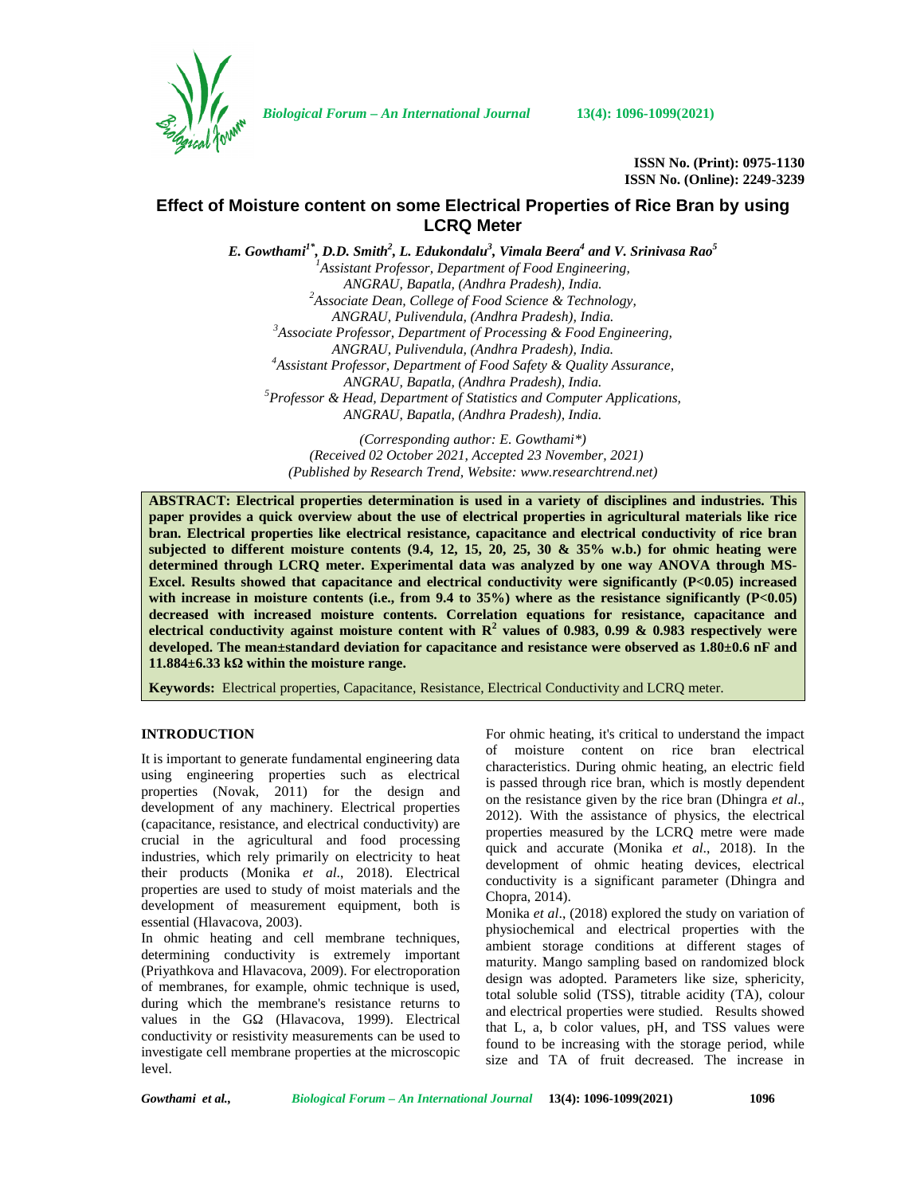**ISSN No. (Print): 0975-1130**
**ISSN No. (Online): 2249-3239**

# Effect of Moisture content on some Electrical Properties of Rice Bran by using LCRQ Meter

***E. Gowthami[1*], D.D. Smith[2], L. Edukondalu[3], Vimala Beera[4] and V. Srinivasa Rao[5]***

*[1]Assistant Professor, Department of Food Engineering, ANGRAU, Bapatla, (Andhra Pradesh), India.*
*[2]Associate Dean, College of Food Science & Technology, ANGRAU, Pulivendula, (Andhra Pradesh), India.*
*[3]Associate Professor, Department of Processing & Food Engineering, ANGRAU, Pulivendula, (Andhra Pradesh), India.*
*[4]Assistant Professor, Department of Food Safety & Quality Assurance, ANGRAU, Bapatla, (Andhra Pradesh), India.*
*[5]Professor & Head, Department of Statistics and Computer Applications, ANGRAU, Bapatla, (Andhra Pradesh), India.*

*(Corresponding author: E. Gowthami*)*
*(Received 02 October 2021, Accepted 23 November, 2021)*
*(Published by Research Trend, Website: www.researchtrend.net)*

**ABSTRACT: Electrical properties determination is used in a variety of disciplines and industries. This paper provides a quick overview about the use of electrical properties in agricultural materials like rice bran. Electrical properties like electrical resistance, capacitance and electrical conductivity of rice bran subjected to different moisture contents (9.4, 12, 15, 20, 25, 30 & 35% w.b.) for ohmic heating were determined through LCRQ meter. Experimental data was analyzed by one way ANOVA through MS-Excel. Results showed that capacitance and electrical conductivity were significantly ($P<0.05$) increased with increase in moisture contents (i.e., from 9.4 to 35%) where as the resistance significantly ($P<0.05$) decreased with increased moisture contents. Correlation equations for resistance, capacitance and electrical conductivity against moisture content with $R^2$ values of 0.983, 0.99 & 0.983 respectively were developed. The mean±standard deviation for capacitance and resistance were observed as 1.80±0.6 nF and 11.884±6.33 kΩ within the moisture range.**

**Keywords:** Electrical properties, Capacitance, Resistance, Electrical Conductivity and LCRQ meter.

## INTRODUCTION

It is important to generate fundamental engineering data using engineering properties such as electrical properties (Novak, 2011) for the design and development of any machinery. Electrical properties (capacitance, resistance, and electrical conductivity) are crucial in the agricultural and food processing industries, which rely primarily on electricity to heat their products (Monika *et al*., 2018). Electrical properties are used to study of moist materials and the development of measurement equipment, both is essential (Hlavacova, 2003).

In ohmic heating and cell membrane techniques, determining conductivity is extremely important (Priyathkova and Hlavacova, 2009). For electroporation of membranes, for example, ohmic technique is used, during which the membrane's resistance returns to values in the GΩ (Hlavacova, 1999). Electrical conductivity or resistivity measurements can be used to investigate cell membrane properties at the microscopic level.

For ohmic heating, it's critical to understand the impact of moisture content on rice bran electrical characteristics. During ohmic heating, an electric field is passed through rice bran, which is mostly dependent on the resistance given by the rice bran (Dhingra *et al*., 2012). With the assistance of physics, the electrical properties measured by the LCRQ metre were made quick and accurate (Monika *et al*., 2018). In the development of ohmic heating devices, electrical conductivity is a significant parameter (Dhingra and Chopra, 2014).

Monika *et al*., (2018) explored the study on variation of physiochemical and electrical properties with the ambient storage conditions at different stages of maturity. Mango sampling based on randomized block design was adopted. Parameters like size, sphericity, total soluble solid (TSS), titrable acidity (TA), colour and electrical properties were studied. Results showed that L, a, b color values, pH, and TSS values were found to be increasing with the storage period, while size and TA of fruit decreased. The increase in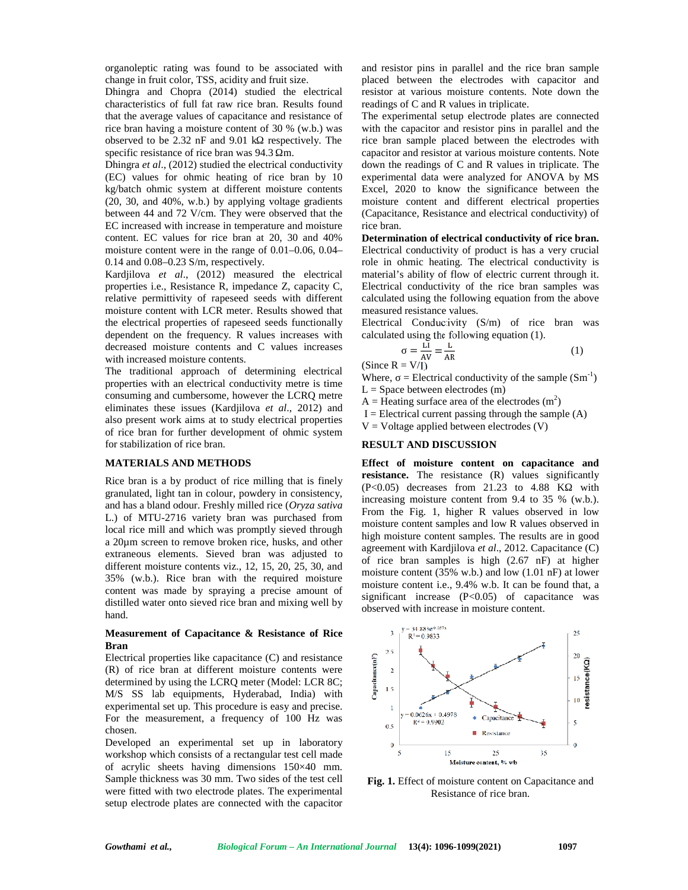organoleptic rating was found to be associated with change in fruit color, TSS, acidity and fruit size.

Dhingra and Chopra (2014) studied the electrical characteristics of full fat raw rice bran. Results found that the average values of capacitance and resistance of rice bran having a moisture content of 30 % (w.b.) was observed to be 2.32 nF and 9.01 kΩ respectively. The specific resistance of rice bran was 94.3 Ωm.

Dhingra *et al*., (2012) studied the electrical conductivity (EC) values for ohmic heating of rice bran by 10 kg/batch ohmic system at different moisture contents (20, 30, and 40%, w.b.) by applying voltage gradients between 44 and 72 V/cm. They were observed that the EC increased with increase in temperature and moisture content. EC values for rice bran at 20, 30 and 40% moisture content were in the range of 0.01–0.06, 0.04–0.14 and 0.08–0.23 S/m, respectively.

Kardjilova *et al*., (2012) measured the electrical properties i.e., Resistance R, impedance Z, capacity C, relative permittivity of rapeseed seeds with different moisture content with LCR meter. Results showed that the electrical properties of rapeseed seeds functionally dependent on the frequency. R values increases with decreased moisture contents and C values increases with increased moisture contents.

The traditional approach of determining electrical properties with an electrical conductivity metre is time consuming and cumbersome, however the LCRQ metre eliminates these issues (Kardjilova *et al*., 2012) and also present work aims at to study electrical properties of rice bran for further development of ohmic system for stabilization of rice bran.

## MATERIALS AND METHODS

Rice bran is a by product of rice milling that is finely granulated, light tan in colour, powdery in consistency, and has a bland odour. Freshly milled rice (*Oryza sativa* L.) of MTU-2716 variety bran was purchased from local rice mill and which was promptly sieved through a 20µm screen to remove broken rice, husks, and other extraneous elements. Sieved bran was adjusted to different moisture contents viz., 12, 15, 20, 25, 30, and 35% (w.b.). Rice bran with the required moisture content was made by spraying a precise amount of distilled water onto sieved rice bran and mixing well by hand.

### Measurement of Capacitance & Resistance of Rice Bran

Electrical properties like capacitance (C) and resistance (R) of rice bran at different moisture contents were determined by using the LCRQ meter (Model: LCR 8C; M/S SS lab equipments, Hyderabad, India) with experimental set up. This procedure is easy and precise. For the measurement, a frequency of 100 Hz was chosen.

Developed an experimental set up in laboratory workshop which consists of a rectangular test cell made of acrylic sheets having dimensions 150×40 mm. Sample thickness was 30 mm. Two sides of the test cell were fitted with two electrode plates. The experimental setup electrode plates are connected with the capacitor and resistor pins in parallel and the rice bran sample placed between the electrodes with capacitor and resistor at various moisture contents. Note down the readings of C and R values in triplicate.

The experimental setup electrode plates are connected with the capacitor and resistor pins in parallel and the rice bran sample placed between the electrodes with capacitor and resistor at various moisture contents. Note down the readings of C and R values in triplicate. The experimental data were analyzed for ANOVA by MS Excel, 2020 to know the significance between the moisture content and different electrical properties (Capacitance, Resistance and electrical conductivity) of rice bran.

**Determination of electrical conductivity of rice bran.** Electrical conductivity of product is has a very crucial role in ohmic heating. The electrical conductivity is material's ability of flow of electric current through it. Electrical conductivity of the rice bran samples was calculated using the following equation from the above measured resistance values.

Electrical Conducivity (S/m) of rice bran was calculated using the following equation (1).

$$\sigma = \frac{LI}{AV} = \frac{L}{AR} \quad (1)$$

(Since $R = V/I$)

Where, $\sigma$ = Electrical conductivity of the sample ($Sm^{-1}$)

$L$ = Space between electrodes (m)

$A$ = Heating surface area of the electrodes ($m^2$)

$I$ = Electrical current passing through the sample (A)

$V$ = Voltage applied between electrodes (V)

## RESULT AND DISCUSSION

**Effect of moisture content on capacitance and resistance.** The resistance (R) values significantly ($P<0.05$) decreases from 21.23 to 4.88 KΩ with increasing moisture content from 9.4 to 35 % (w.b.). From the Fig. 1, higher R values observed in low moisture content samples and low R values observed in high moisture content samples. The results are in good agreement with Kardjilova *et al*., 2012. Capacitance (C) of rice bran samples is high (2.67 nF) at higher moisture content (35% w.b.) and low (1.01 nF) at lower moisture content i.e., 9.4% w.b. It can be found that, a significant increase ($P<0.05$) of capacitance was observed with increase in moisture content.

**Fig. 1.** Effect of moisture content on Capacitance and Resistance of rice bran.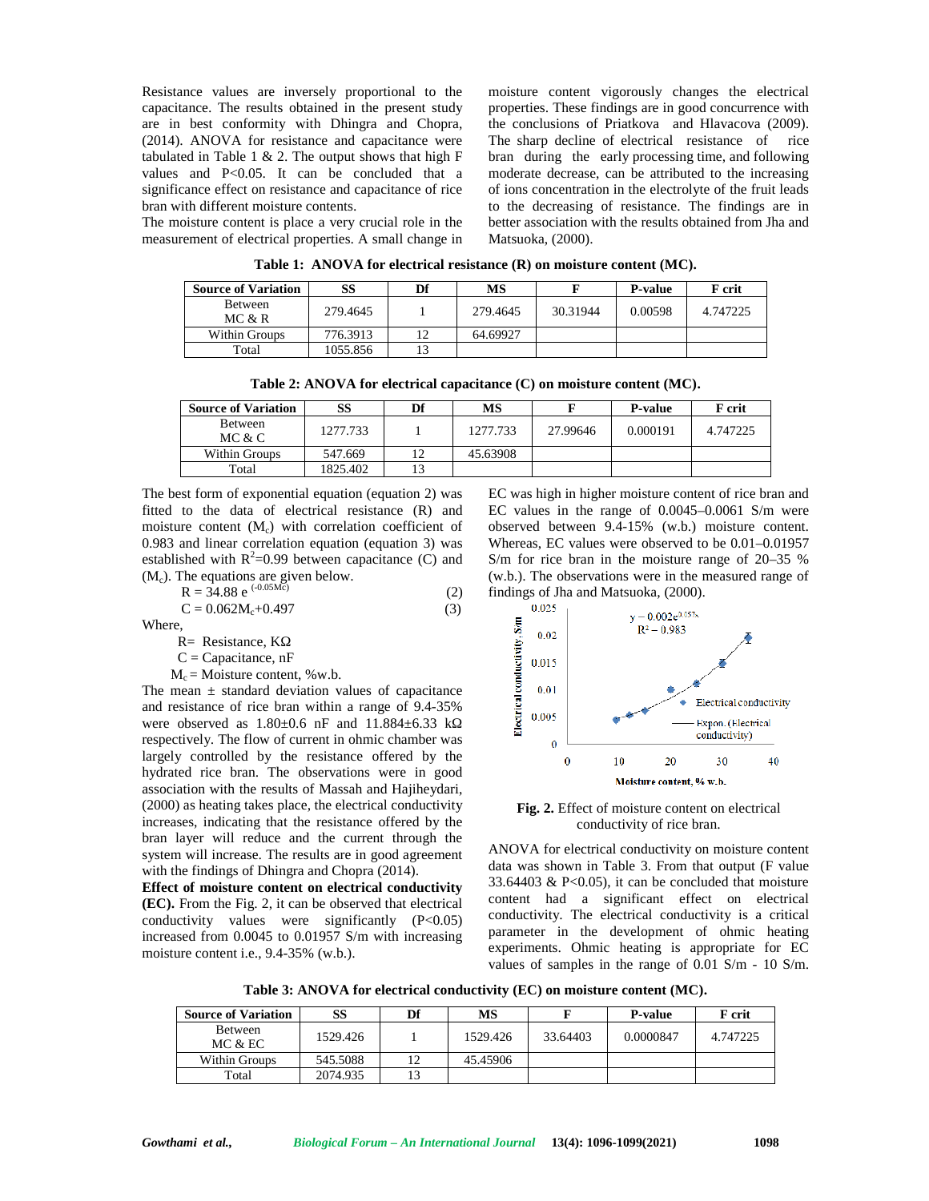Resistance values are inversely proportional to the capacitance. The results obtained in the present study are in best conformity with Dhingra and Chopra, (2014). ANOVA for resistance and capacitance were tabulated in Table 1 & 2. The output shows that high F values and P<0.05. It can be concluded that a significance effect on resistance and capacitance of rice bran with different moisture contents.

The moisture content is place a very crucial role in the measurement of electrical properties. A small change in moisture content vigorously changes the electrical properties. These findings are in good concurrence with the conclusions of Priatkova and Hlavacova (2009). The sharp decline of electrical resistance of rice bran during the early processing time, and following moderate decrease, can be attributed to the increasing of ions concentration in the electrolyte of the fruit leads to the decreasing of resistance. The findings are in better association with the results obtained from Jha and Matsuoka, (2000).

**Table 1: ANOVA for electrical resistance (R) on moisture content (MC).**

| Source of Variation | SS | Df | MS | F | P-value | F crit |
|---|---|---|---|---|---|---|
| Between MC & R | 279.4645 | 1 | 279.4645 | 30.31944 | 0.00598 | 4.747225 |
| Within Groups | 776.3913 | 12 | 64.69927 | | | |
| Total | 1055.856 | 13 | | | | |

**Table 2: ANOVA for electrical capacitance (C) on moisture content (MC).**

| Source of Variation | SS | Df | MS | F | P-value | F crit |
|---|---|---|---|---|---|---|
| Between MC & C | 1277.733 | 1 | 1277.733 | 27.99646 | 0.000191 | 4.747225 |
| Within Groups | 547.669 | 12 | 45.63908 | | | |
| Total | 1825.402 | 13 | | | | |

The best form of exponential equation (equation 2) was fitted to the data of electrical resistance (R) and moisture content ($M_c$) with correlation coefficient of 0.983 and linear correlation equation (equation 3) was established with $R^2$=0.99 between capacitance (C) and ($M_c$). The equations are given below.

$$R = 34.88\, e^{(-0.05M_c)} \quad (2)$$

$$C = 0.062M_c+0.497 \quad (3)$$

Where,

R= Resistance, KΩ

C = Capacitance, nF

$M_c$ = Moisture content, %w.b.

The mean ± standard deviation values of capacitance and resistance of rice bran within a range of 9.4-35% were observed as 1.80±0.6 nF and 11.884±6.33 kΩ respectively. The flow of current in ohmic chamber was largely controlled by the resistance offered by the hydrated rice bran. The observations were in good association with the results of Massah and Hajiheydari, (2000) as heating takes place, the electrical conductivity increases, indicating that the resistance offered by the bran layer will reduce and the current through the system will increase. The results are in good agreement with the findings of Dhingra and Chopra (2014).

**Effect of moisture content on electrical conductivity (EC).** From the Fig. 2, it can be observed that electrical conductivity values were significantly (P<0.05) increased from 0.0045 to 0.01957 S/m with increasing moisture content i.e., 9.4-35% (w.b.). EC was high in higher moisture content of rice bran and EC values in the range of 0.0045–0.0061 S/m were observed between 9.4-15% (w.b.) moisture content. Whereas, EC values were observed to be 0.01–0.01957 S/m for rice bran in the moisture range of 20–35 % (w.b.). The observations were in the measured range of findings of Jha and Matsuoka, (2000).

**Fig. 2.** Effect of moisture content on electrical conductivity of rice bran.

ANOVA for electrical conductivity on moisture content data was shown in Table 3. From that output (F value 33.64403 & P<0.05), it can be concluded that moisture content had a significant effect on electrical conductivity. The electrical conductivity is a critical parameter in the development of ohmic heating experiments. Ohmic heating is appropriate for EC values of samples in the range of 0.01 S/m - 10 S/m.

**Table 3: ANOVA for electrical conductivity (EC) on moisture content (MC).**

| Source of Variation | SS | Df | MS | F | P-value | F crit |
|---|---|---|---|---|---|---|
| Between MC & EC | 1529.426 | 1 | 1529.426 | 33.64403 | 0.0000847 | 4.747225 |
| Within Groups | 545.5088 | 12 | 45.45906 | | | |
| Total | 2074.935 | 13 | | | | |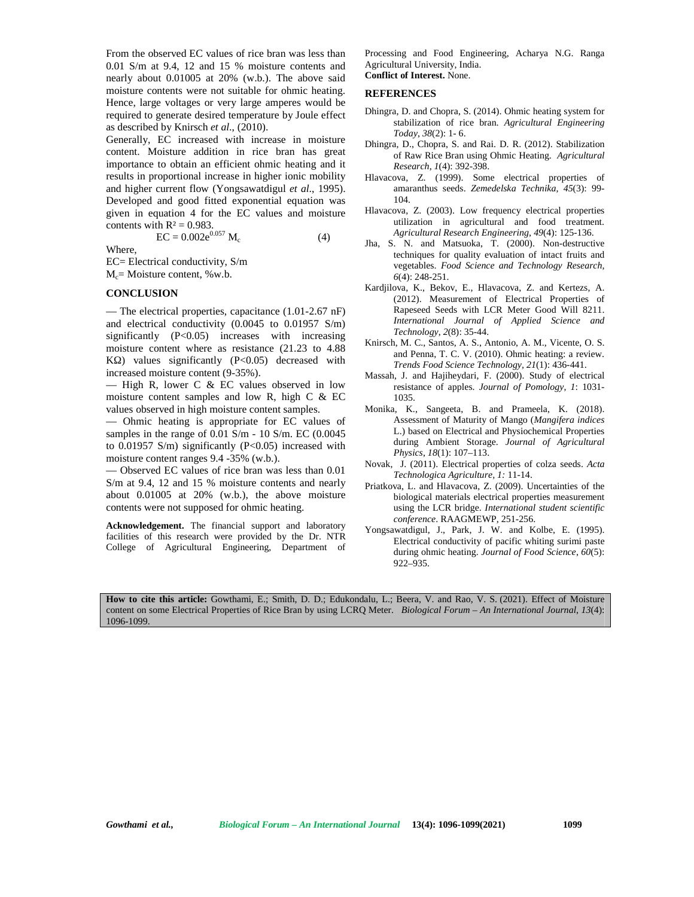From the observed EC values of rice bran was less than 0.01 S/m at 9.4, 12 and 15 % moisture contents and nearly about 0.01005 at 20% (w.b.). The above said moisture contents were not suitable for ohmic heating. Hence, large voltages or very large amperes would be required to generate desired temperature by Joule effect as described by Knirsch *et al*., (2010).

Generally, EC increased with increase in moisture content. Moisture addition in rice bran has great importance to obtain an efficient ohmic heating and it results in proportional increase in higher ionic mobility and higher current flow (Yongsawatdigul *et al*., 1995). Developed and good fitted exponential equation was given in equation 4 for the EC values and moisture contents with $R^2 = 0.983$.

$$EC = 0.002e^{0.057}\ M_c \qquad (4)$$

Where,

EC= Electrical conductivity, S/m

$M_c$= Moisture content, %w.b.

## CONCLUSION

— The electrical properties, capacitance (1.01-2.67 nF) and electrical conductivity (0.0045 to 0.01957 S/m) significantly ($P<0.05$) increases with increasing moisture content where as resistance (21.23 to 4.88 KΩ) values significantly ($P<0.05$) decreased with increased moisture content (9-35%).

— High R, lower C & EC values observed in low moisture content samples and low R, high C & EC values observed in high moisture content samples.

— Ohmic heating is appropriate for EC values of samples in the range of 0.01 S/m - 10 S/m. EC (0.0045 to 0.01957 S/m) significantly ($P<0.05$) increased with moisture content ranges 9.4 -35% (w.b.).

— Observed EC values of rice bran was less than 0.01 S/m at 9.4, 12 and 15 % moisture contents and nearly about 0.01005 at 20% (w.b.), the above moisture contents were not supposed for ohmic heating.

**Acknowledgement.** The financial support and laboratory facilities of this research were provided by the Dr. NTR College of Agricultural Engineering, Department of Processing and Food Engineering, Acharya N.G. Ranga Agricultural University, India.

**Conflict of Interest.** None.

## REFERENCES

Dhingra, D. and Chopra, S. (2014). Ohmic heating system for stabilization of rice bran. *Agricultural Engineering Today, 38*(2): 1- 6.

Dhingra, D., Chopra, S. and Rai. D. R. (2012). Stabilization of Raw Rice Bran using Ohmic Heating. *Agricultural Research, 1*(4): 392-398.

Hlavacova, Z. (1999). Some electrical properties of amaranthus seeds. *Zemedelska Technika, 45*(3): 99-104.

Hlavacova, Z. (2003). Low frequency electrical properties utilization in agricultural and food treatment. *Agricultural Research Engineering, 49*(4): 125-136.

Jha, S. N. and Matsuoka, T. (2000). Non-destructive techniques for quality evaluation of intact fruits and vegetables. *Food Science and Technology Research, 6*(4): 248-251.

Kardjilova, K., Bekov, E., Hlavacova, Z. and Kertezs, A. (2012). Measurement of Electrical Properties of Rapeseed Seeds with LCR Meter Good Will 8211. *International Journal of Applied Science and Technology, 2*(8): 35-44.

Knirsch, M. C., Santos, A. S., Antonio, A. M., Vicente, O. S. and Penna, T. C. V. (2010). Ohmic heating: a review. *Trends Food Science Technology, 21*(1): 436-441.

Massah, J. and Hajiheydari, F. (2000). Study of electrical resistance of apples. *Journal of Pomology, 1*: 1031-1035.

Monika, K., Sangeeta, B. and Prameela, K. (2018). Assessment of Maturity of Mango (*Mangifera indices* L.) based on Electrical and Physiochemical Properties during Ambient Storage. *Journal of Agricultural Physics, 18*(1): 107–113.

Novak, J. (2011). Electrical properties of colza seeds. *Acta Technologica Agriculture, 1:* 11-14.

Priatkova, L. and Hlavacova, Z. (2009). Uncertainties of the biological materials electrical properties measurement using the LCR bridge. *International student scientific conference*. RAAGMEWP, 251-256.

Yongsawatdigul, J., Park, J. W. and Kolbe, E. (1995). Electrical conductivity of pacific whiting surimi paste during ohmic heating. *Journal of Food Science, 60*(5): 922–935.

**How to cite this article:** Gowthami, E.; Smith, D. D.; Edukondalu, L.; Beera, V. and Rao, V. S. (2021). Effect of Moisture content on some Electrical Properties of Rice Bran by using LCRQ Meter. *Biological Forum – An International Journal, 13*(4): 1096-1099.